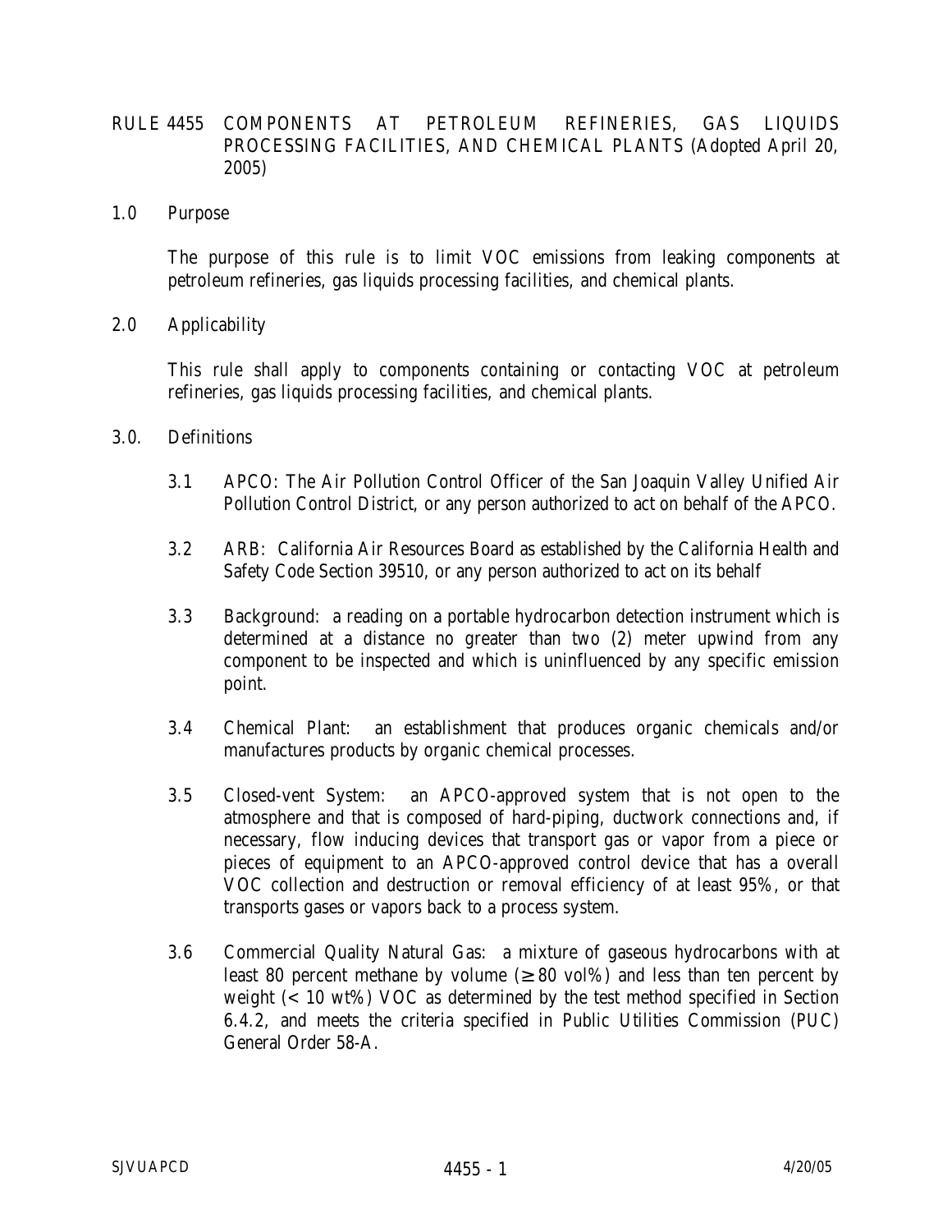# RULE 4455 COMPONENTS AT PETROLEUM REFINERIES, GAS LIQUIDS PROCESSING FACILITIES, AND CHEMICAL PLANTS (Adopted April 20, 2005)

## 1.0 Purpose

The purpose of this rule is to limit VOC emissions from leaking components at petroleum refineries, gas liquids processing facilities, and chemical plants.

## 2.0 Applicability

This rule shall apply to components containing or contacting VOC at petroleum refineries, gas liquids processing facilities, and chemical plants.

## 3.0. Definitions

3.1 APCO: The Air Pollution Control Officer of the San Joaquin Valley Unified Air Pollution Control District, or any person authorized to act on behalf of the APCO.

3.2 ARB: California Air Resources Board as established by the California Health and Safety Code Section 39510, or any person authorized to act on its behalf

3.3 Background: a reading on a portable hydrocarbon detection instrument which is determined at a distance no greater than two (2) meter upwind from any component to be inspected and which is uninfluenced by any specific emission point.

3.4 Chemical Plant: an establishment that produces organic chemicals and/or manufactures products by organic chemical processes.

3.5 Closed-vent System: an APCO-approved system that is not open to the atmosphere and that is composed of hard-piping, ductwork connections and, if necessary, flow inducing devices that transport gas or vapor from a piece or pieces of equipment to an APCO-approved control device that has a overall VOC collection and destruction or removal efficiency of at least 95%, or that transports gases or vapors back to a process system.

3.6 Commercial Quality Natural Gas: a mixture of gaseous hydrocarbons with at least 80 percent methane by volume ($\geq$ 80 vol%) and less than ten percent by weight (< 10 wt%) VOC as determined by the test method specified in Section 6.4.2, and meets the criteria specified in Public Utilities Commission (PUC) General Order 58-A.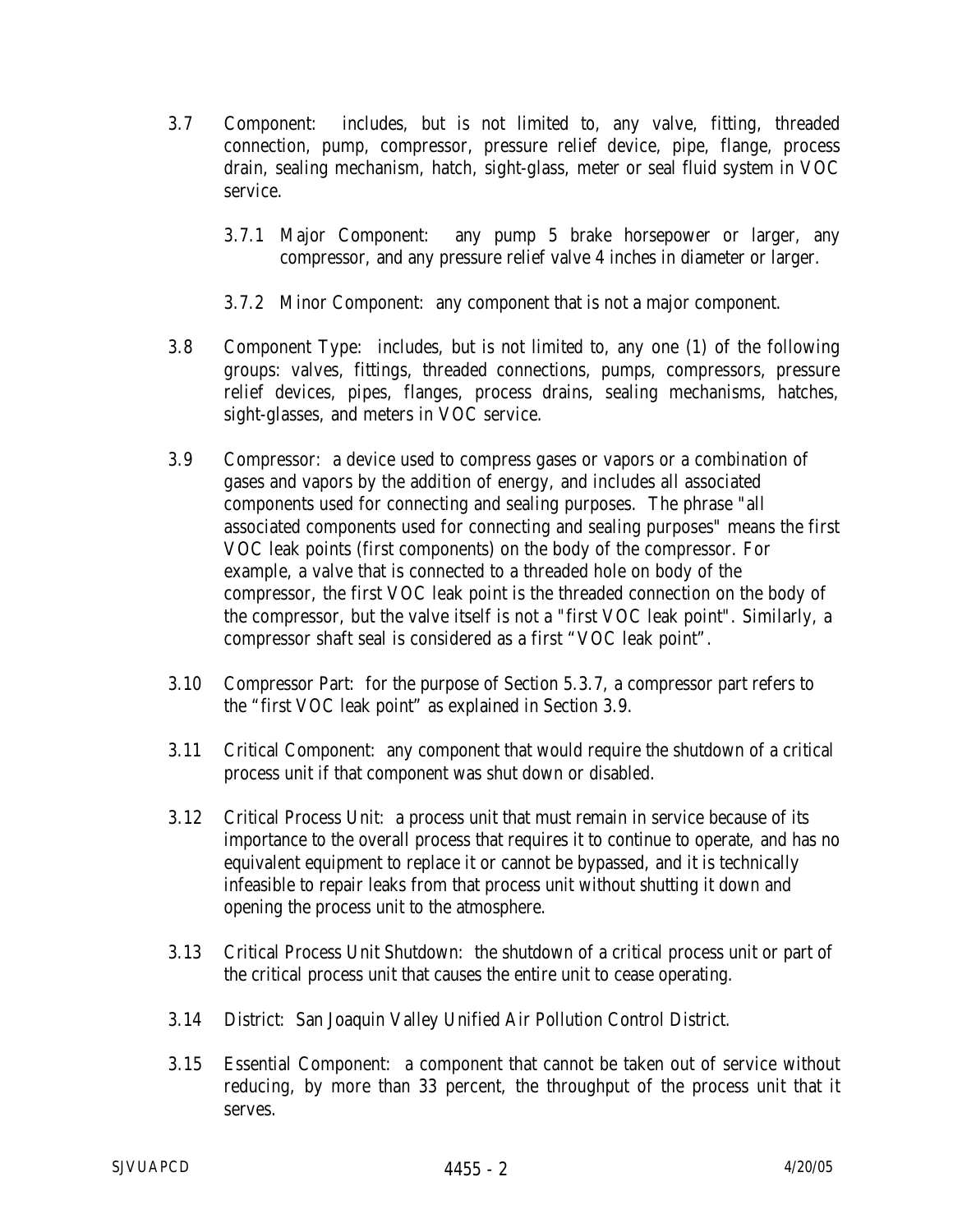3.7 Component: includes, but is not limited to, any valve, fitting, threaded connection, pump, compressor, pressure relief device, pipe, flange, process drain, sealing mechanism, hatch, sight-glass, meter or seal fluid system in VOC service.

3.7.1 Major Component: any pump 5 brake horsepower or larger, any compressor, and any pressure relief valve 4 inches in diameter or larger.

3.7.2 Minor Component: any component that is not a major component.

3.8 Component Type: includes, but is not limited to, any one (1) of the following groups: valves, fittings, threaded connections, pumps, compressors, pressure relief devices, pipes, flanges, process drains, sealing mechanisms, hatches, sight-glasses, and meters in VOC service.

3.9 Compressor: a device used to compress gases or vapors or a combination of gases and vapors by the addition of energy, and includes all associated components used for connecting and sealing purposes. The phrase "all associated components used for connecting and sealing purposes" means the first VOC leak points (first components) on the body of the compressor. For example, a valve that is connected to a threaded hole on body of the compressor, the first VOC leak point is the threaded connection on the body of the compressor, but the valve itself is not a "first VOC leak point". Similarly, a compressor shaft seal is considered as a first "VOC leak point".

3.10 Compressor Part: for the purpose of Section 5.3.7, a compressor part refers to the "first VOC leak point" as explained in Section 3.9.

3.11 Critical Component: any component that would require the shutdown of a critical process unit if that component was shut down or disabled.

3.12 Critical Process Unit: a process unit that must remain in service because of its importance to the overall process that requires it to continue to operate, and has no equivalent equipment to replace it or cannot be bypassed, and it is technically infeasible to repair leaks from that process unit without shutting it down and opening the process unit to the atmosphere.

3.13 Critical Process Unit Shutdown: the shutdown of a critical process unit or part of the critical process unit that causes the entire unit to cease operating.

3.14 District: San Joaquin Valley Unified Air Pollution Control District.

3.15 Essential Component: a component that cannot be taken out of service without reducing, by more than 33 percent, the throughput of the process unit that it serves.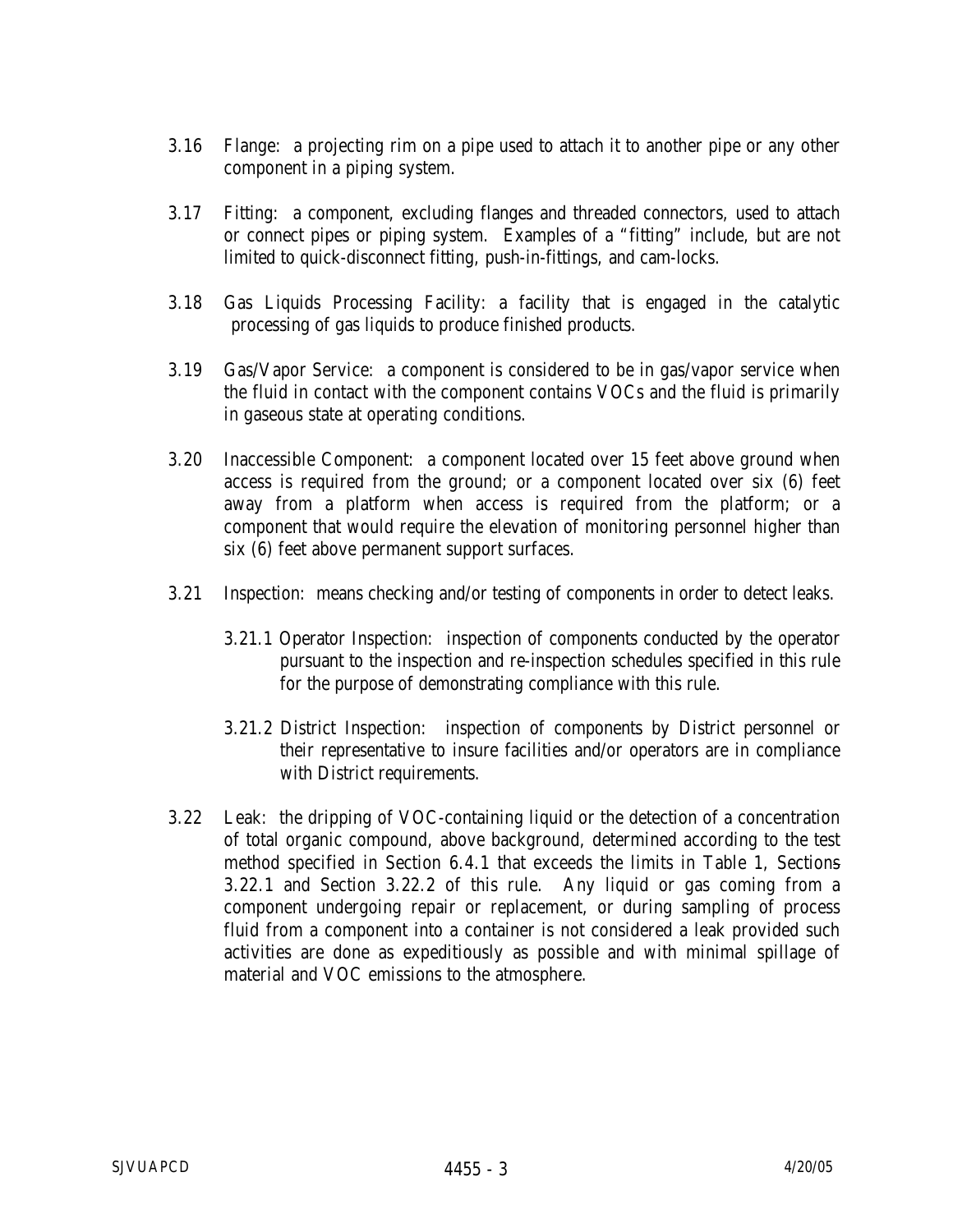3.16 Flange: a projecting rim on a pipe used to attach it to another pipe or any other component in a piping system.

3.17 Fitting: a component, excluding flanges and threaded connectors, used to attach or connect pipes or piping system. Examples of a "fitting" include, but are not limited to quick-disconnect fitting, push-in-fittings, and cam-locks.

3.18 Gas Liquids Processing Facility: a facility that is engaged in the catalytic processing of gas liquids to produce finished products.

3.19 Gas/Vapor Service: a component is considered to be in gas/vapor service when the fluid in contact with the component contains VOCs and the fluid is primarily in gaseous state at operating conditions.

3.20 Inaccessible Component: a component located over 15 feet above ground when access is required from the ground; or a component located over six (6) feet away from a platform when access is required from the platform; or a component that would require the elevation of monitoring personnel higher than six (6) feet above permanent support surfaces.

3.21 Inspection: means checking and/or testing of components in order to detect leaks.

3.21.1 Operator Inspection: inspection of components conducted by the operator pursuant to the inspection and re-inspection schedules specified in this rule for the purpose of demonstrating compliance with this rule.

3.21.2 District Inspection: inspection of components by District personnel or their representative to insure facilities and/or operators are in compliance with District requirements.

3.22 Leak: the dripping of VOC-containing liquid or the detection of a concentration of total organic compound, above background, determined according to the test method specified in Section 6.4.1 that exceeds the limits in Table 1, Sections 3.22.1 and Section 3.22.2 of this rule. Any liquid or gas coming from a component undergoing repair or replacement, or during sampling of process fluid from a component into a container is not considered a leak provided such activities are done as expeditiously as possible and with minimal spillage of material and VOC emissions to the atmosphere.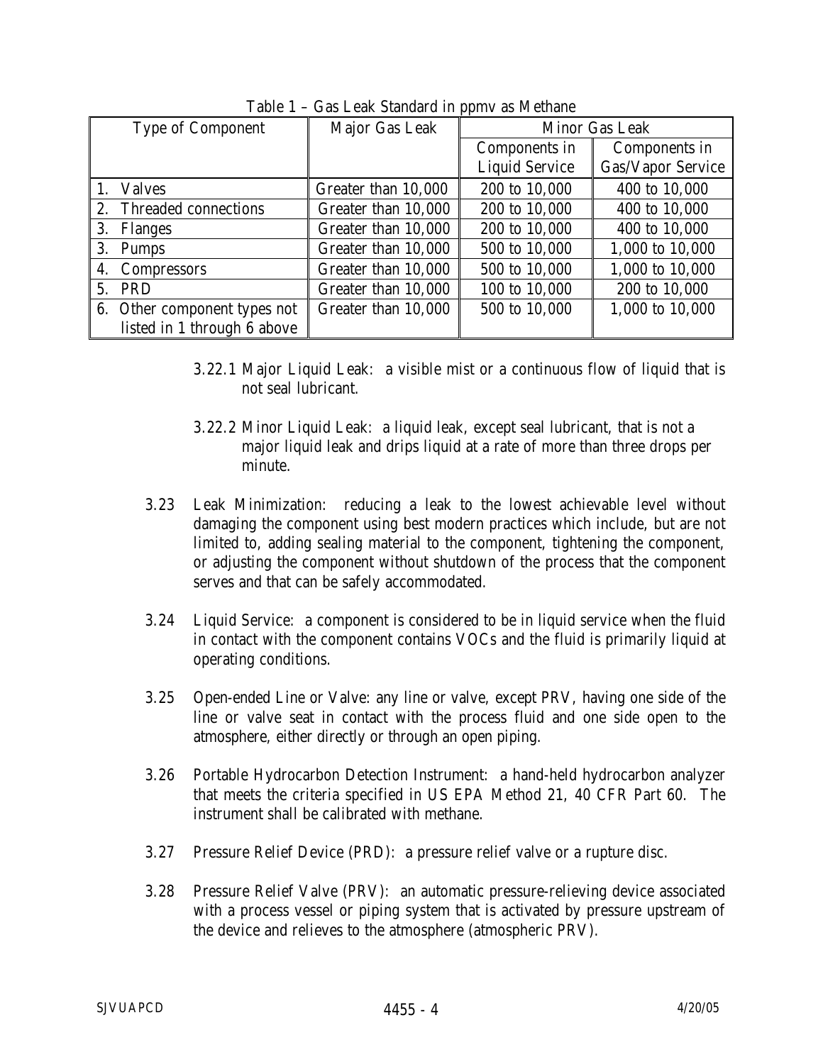Table 1 – Gas Leak Standard in ppmv as Methane

| Type of Component | Major Gas Leak | Minor Gas Leak | |
|---|---|---|---|
| | | Components in Liquid Service | Components in Gas/Vapor Service |
| 1. Valves | Greater than 10,000 | 200 to 10,000 | 400 to 10,000 |
| 2. Threaded connections | Greater than 10,000 | 200 to 10,000 | 400 to 10,000 |
| 3. Flanges | Greater than 10,000 | 200 to 10,000 | 400 to 10,000 |
| 3. Pumps | Greater than 10,000 | 500 to 10,000 | 1,000 to 10,000 |
| 4. Compressors | Greater than 10,000 | 500 to 10,000 | 1,000 to 10,000 |
| 5. PRD | Greater than 10,000 | 100 to 10,000 | 200 to 10,000 |
| 6. Other component types not listed in 1 through 6 above | Greater than 10,000 | 500 to 10,000 | 1,000 to 10,000 |

3.22.1 Major Liquid Leak: a visible mist or a continuous flow of liquid that is not seal lubricant.

3.22.2 Minor Liquid Leak: a liquid leak, except seal lubricant, that is not a major liquid leak and drips liquid at a rate of more than three drops per minute.

3.23 Leak Minimization: reducing a leak to the lowest achievable level without damaging the component using best modern practices which include, but are not limited to, adding sealing material to the component, tightening the component, or adjusting the component without shutdown of the process that the component serves and that can be safely accommodated.

3.24 Liquid Service: a component is considered to be in liquid service when the fluid in contact with the component contains VOCs and the fluid is primarily liquid at operating conditions.

3.25 Open-ended Line or Valve: any line or valve, except PRV, having one side of the line or valve seat in contact with the process fluid and one side open to the atmosphere, either directly or through an open piping.

3.26 Portable Hydrocarbon Detection Instrument: a hand-held hydrocarbon analyzer that meets the criteria specified in US EPA Method 21, 40 CFR Part 60. The instrument shall be calibrated with methane.

3.27 Pressure Relief Device (PRD): a pressure relief valve or a rupture disc.

3.28 Pressure Relief Valve (PRV): an automatic pressure-relieving device associated with a process vessel or piping system that is activated by pressure upstream of the device and relieves to the atmosphere (atmospheric PRV).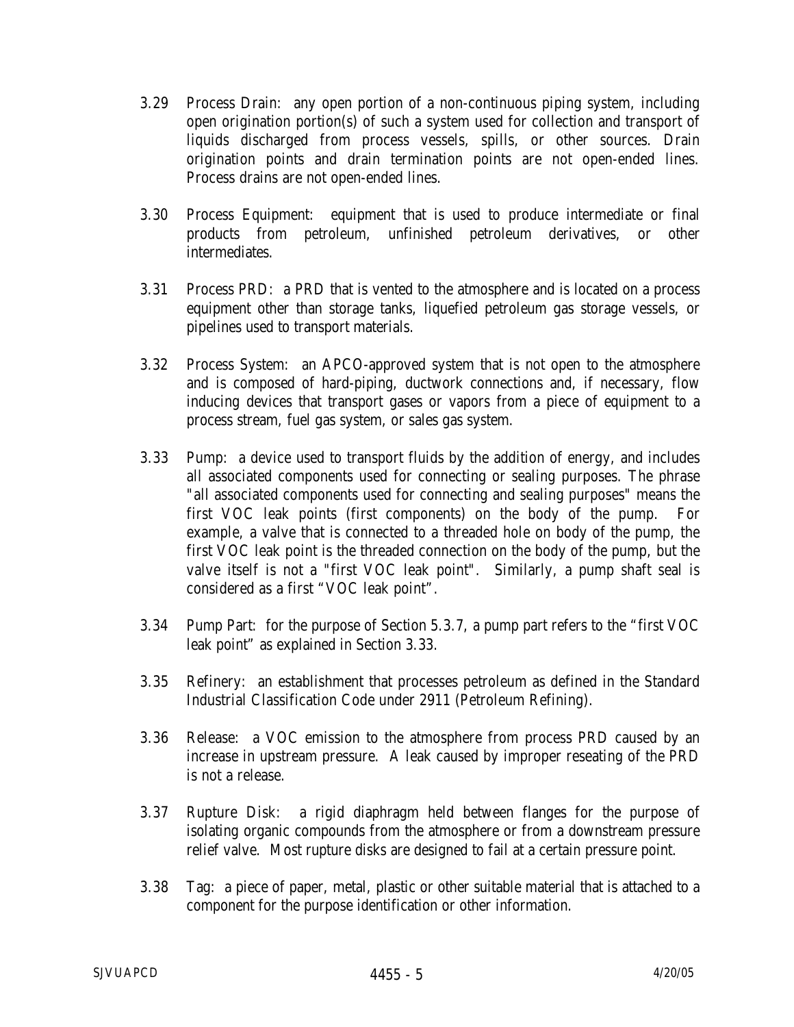3.29 Process Drain: any open portion of a non-continuous piping system, including open origination portion(s) of such a system used for collection and transport of liquids discharged from process vessels, spills, or other sources. Drain origination points and drain termination points are not open-ended lines. Process drains are not open-ended lines.

3.30 Process Equipment: equipment that is used to produce intermediate or final products from petroleum, unfinished petroleum derivatives, or other intermediates.

3.31 Process PRD: a PRD that is vented to the atmosphere and is located on a process equipment other than storage tanks, liquefied petroleum gas storage vessels, or pipelines used to transport materials.

3.32 Process System: an APCO-approved system that is not open to the atmosphere and is composed of hard-piping, ductwork connections and, if necessary, flow inducing devices that transport gases or vapors from a piece of equipment to a process stream, fuel gas system, or sales gas system.

3.33 Pump: a device used to transport fluids by the addition of energy, and includes all associated components used for connecting or sealing purposes. The phrase "all associated components used for connecting and sealing purposes" means the first VOC leak points (first components) on the body of the pump. For example, a valve that is connected to a threaded hole on body of the pump, the first VOC leak point is the threaded connection on the body of the pump, but the valve itself is not a "first VOC leak point". Similarly, a pump shaft seal is considered as a first "VOC leak point".

3.34 Pump Part: for the purpose of Section 5.3.7, a pump part refers to the "first VOC leak point" as explained in Section 3.33.

3.35 Refinery: an establishment that processes petroleum as defined in the Standard Industrial Classification Code under 2911 (Petroleum Refining).

3.36 Release: a VOC emission to the atmosphere from process PRD caused by an increase in upstream pressure. A leak caused by improper reseating of the PRD is not a release.

3.37 Rupture Disk: a rigid diaphragm held between flanges for the purpose of isolating organic compounds from the atmosphere or from a downstream pressure relief valve. Most rupture disks are designed to fail at a certain pressure point.

3.38 Tag: a piece of paper, metal, plastic or other suitable material that is attached to a component for the purpose identification or other information.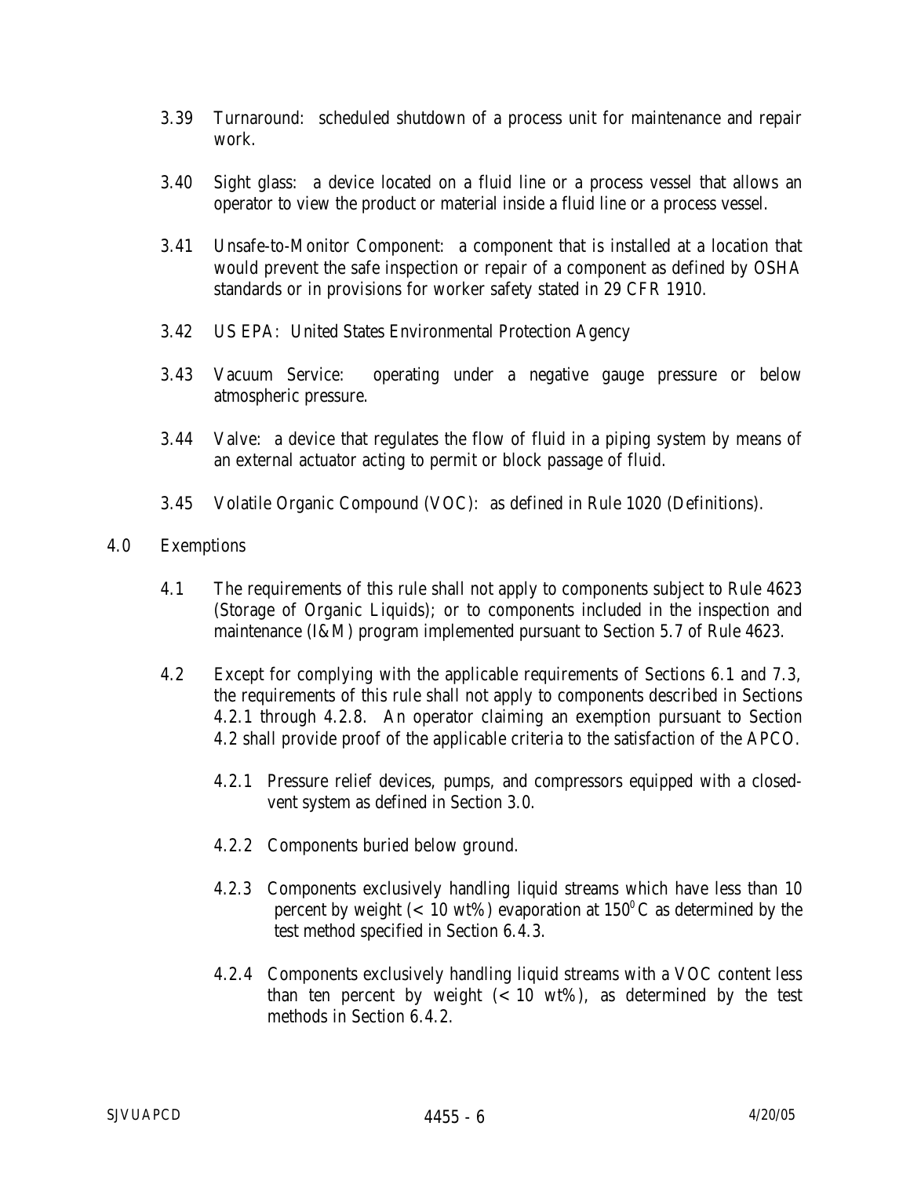3.39 Turnaround: scheduled shutdown of a process unit for maintenance and repair work.

3.40 Sight glass: a device located on a fluid line or a process vessel that allows an operator to view the product or material inside a fluid line or a process vessel.

3.41 Unsafe-to-Monitor Component: a component that is installed at a location that would prevent the safe inspection or repair of a component as defined by OSHA standards or in provisions for worker safety stated in 29 CFR 1910.

3.42 US EPA: United States Environmental Protection Agency

3.43 Vacuum Service: operating under a negative gauge pressure or below atmospheric pressure.

3.44 Valve: a device that regulates the flow of fluid in a piping system by means of an external actuator acting to permit or block passage of fluid.

3.45 Volatile Organic Compound (VOC): as defined in Rule 1020 (Definitions).

## 4.0 Exemptions

4.1 The requirements of this rule shall not apply to components subject to Rule 4623 (Storage of Organic Liquids); or to components included in the inspection and maintenance (I&M) program implemented pursuant to Section 5.7 of Rule 4623.

4.2 Except for complying with the applicable requirements of Sections 6.1 and 7.3, the requirements of this rule shall not apply to components described in Sections 4.2.1 through 4.2.8. An operator claiming an exemption pursuant to Section 4.2 shall provide proof of the applicable criteria to the satisfaction of the APCO.

4.2.1 Pressure relief devices, pumps, and compressors equipped with a closed-vent system as defined in Section 3.0.

4.2.2 Components buried below ground.

4.2.3 Components exclusively handling liquid streams which have less than 10 percent by weight (< 10 wt%) evaporation at $150^{0}$C as determined by the test method specified in Section 6.4.3.

4.2.4 Components exclusively handling liquid streams with a VOC content less than ten percent by weight (< 10 wt%), as determined by the test methods in Section 6.4.2.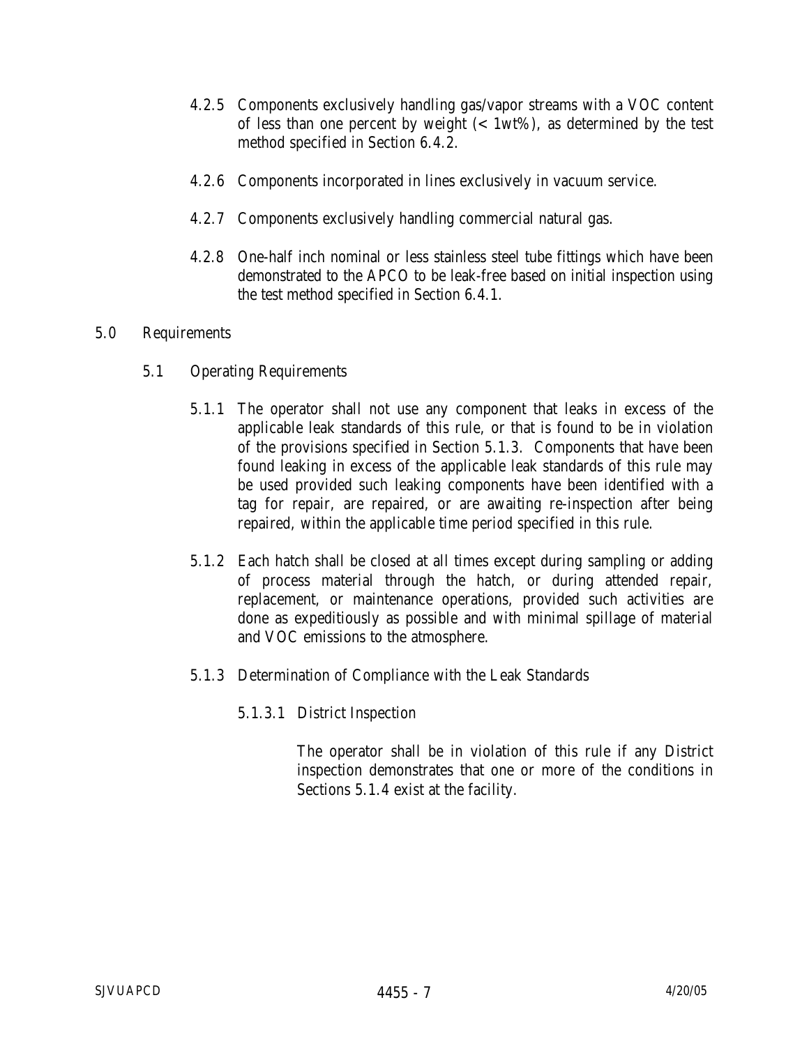4.2.5 Components exclusively handling gas/vapor streams with a VOC content of less than one percent by weight (< 1wt%), as determined by the test method specified in Section 6.4.2.

4.2.6 Components incorporated in lines exclusively in vacuum service.

4.2.7 Components exclusively handling commercial natural gas.

4.2.8 One-half inch nominal or less stainless steel tube fittings which have been demonstrated to the APCO to be leak-free based on initial inspection using the test method specified in Section 6.4.1.

## 5.0 Requirements

### 5.1 Operating Requirements

5.1.1 The operator shall not use any component that leaks in excess of the applicable leak standards of this rule, or that is found to be in violation of the provisions specified in Section 5.1.3. Components that have been found leaking in excess of the applicable leak standards of this rule may be used provided such leaking components have been identified with a tag for repair, are repaired, or are awaiting re-inspection after being repaired, within the applicable time period specified in this rule.

5.1.2 Each hatch shall be closed at all times except during sampling or adding of process material through the hatch, or during attended repair, replacement, or maintenance operations, provided such activities are done as expeditiously as possible and with minimal spillage of material and VOC emissions to the atmosphere.

5.1.3 Determination of Compliance with the Leak Standards

5.1.3.1 District Inspection

The operator shall be in violation of this rule if any District inspection demonstrates that one or more of the conditions in Sections 5.1.4 exist at the facility.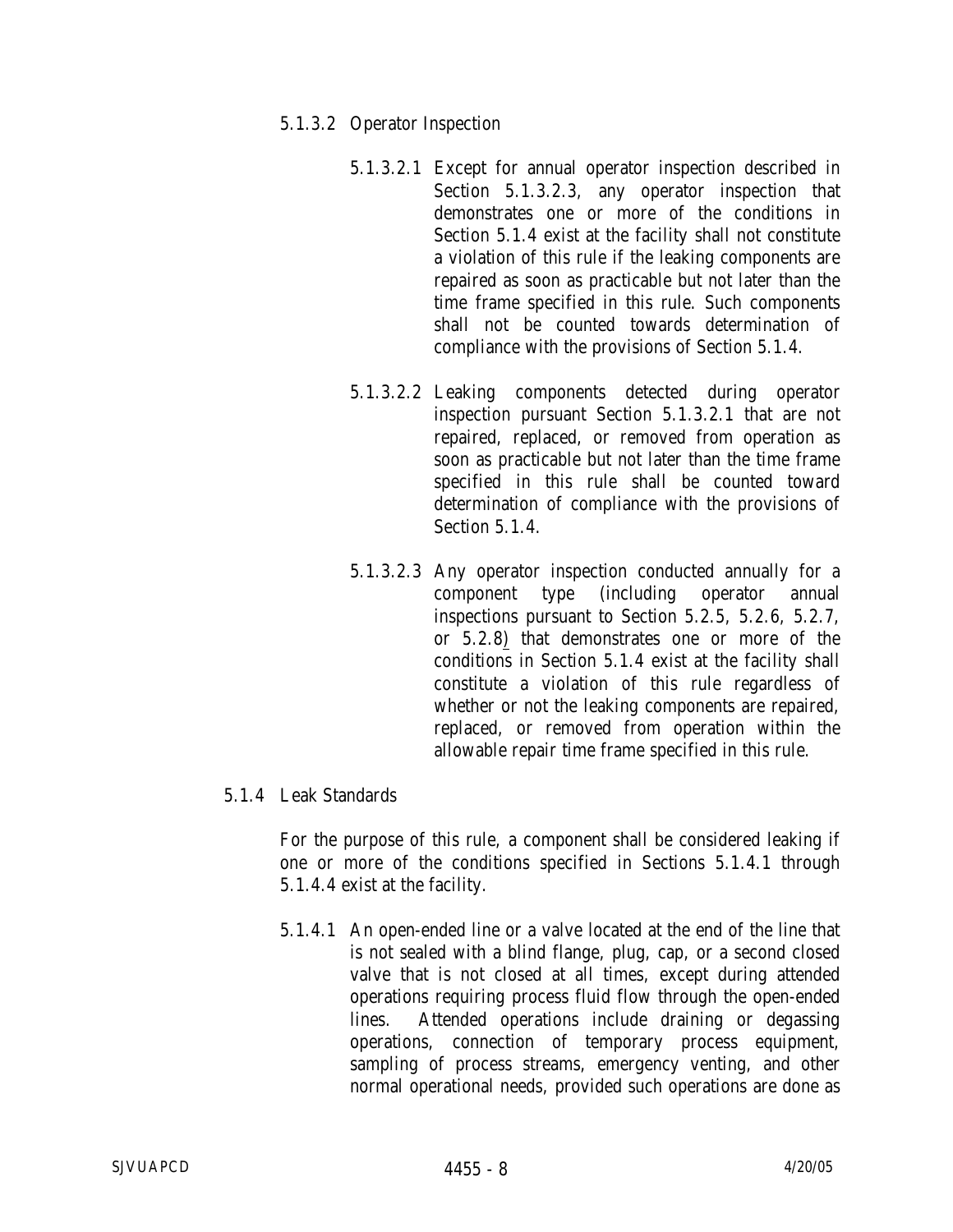5.1.3.2 Operator Inspection

5.1.3.2.1 Except for annual operator inspection described in Section 5.1.3.2.3, any operator inspection that demonstrates one or more of the conditions in Section 5.1.4 exist at the facility shall not constitute a violation of this rule if the leaking components are repaired as soon as practicable but not later than the time frame specified in this rule. Such components shall not be counted towards determination of compliance with the provisions of Section 5.1.4.

5.1.3.2.2 Leaking components detected during operator inspection pursuant Section 5.1.3.2.1 that are not repaired, replaced, or removed from operation as soon as practicable but not later than the time frame specified in this rule shall be counted toward determination of compliance with the provisions of Section 5.1.4.

5.1.3.2.3 Any operator inspection conducted annually for a component type (including operator annual inspections pursuant to Section 5.2.5, 5.2.6, 5.2.7, or 5.2.8) that demonstrates one or more of the conditions in Section 5.1.4 exist at the facility shall constitute a violation of this rule regardless of whether or not the leaking components are repaired, replaced, or removed from operation within the allowable repair time frame specified in this rule.

5.1.4 Leak Standards

For the purpose of this rule, a component shall be considered leaking if one or more of the conditions specified in Sections 5.1.4.1 through 5.1.4.4 exist at the facility.

5.1.4.1 An open-ended line or a valve located at the end of the line that is not sealed with a blind flange, plug, cap, or a second closed valve that is not closed at all times, except during attended operations requiring process fluid flow through the open-ended lines. Attended operations include draining or degassing operations, connection of temporary process equipment, sampling of process streams, emergency venting, and other normal operational needs, provided such operations are done as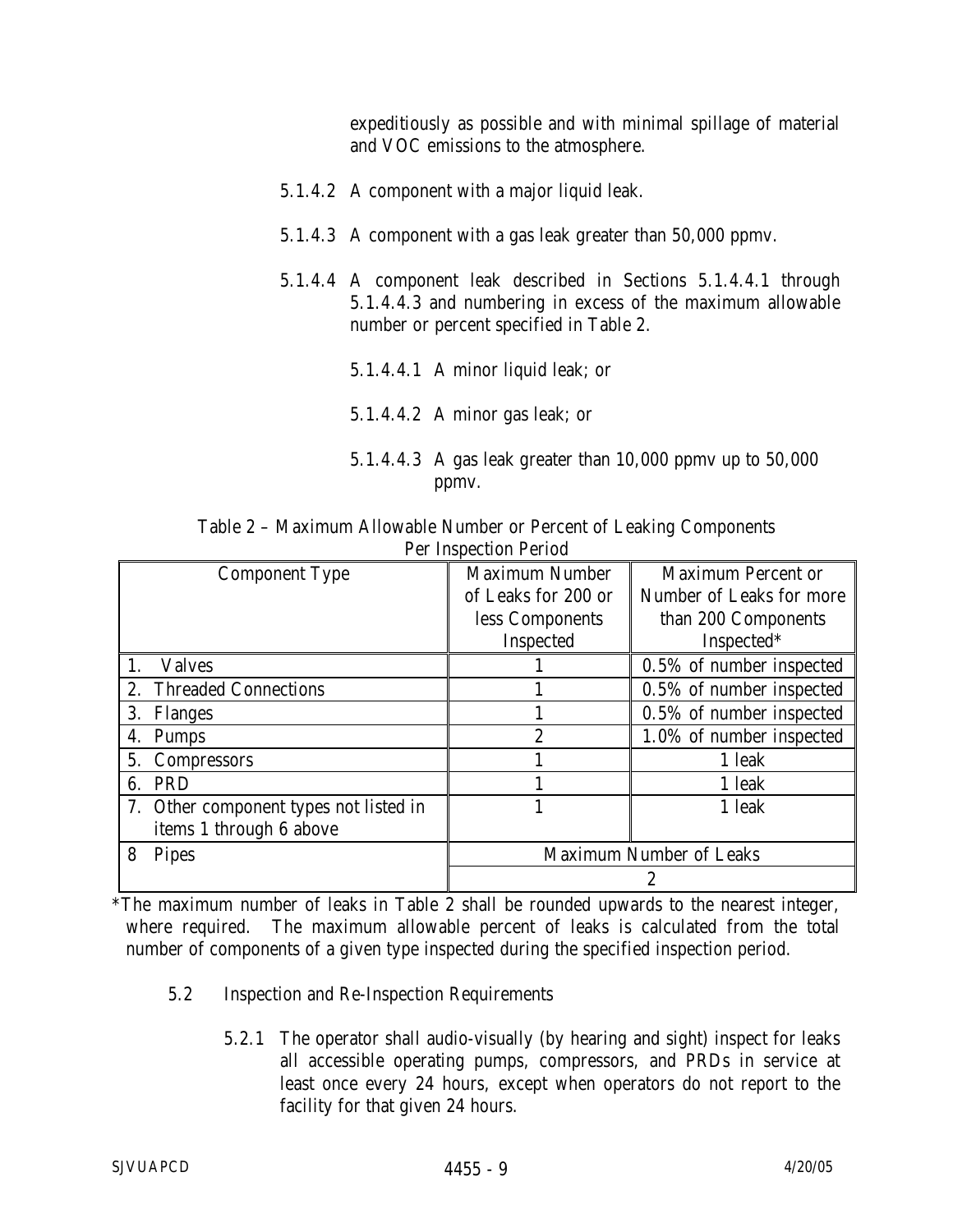expeditiously as possible and with minimal spillage of material and VOC emissions to the atmosphere.

5.1.4.2 A component with a major liquid leak.

5.1.4.3 A component with a gas leak greater than 50,000 ppmv.

5.1.4.4 A component leak described in Sections 5.1.4.4.1 through 5.1.4.4.3 and numbering in excess of the maximum allowable number or percent specified in Table 2.

5.1.4.4.1 A minor liquid leak; or

5.1.4.4.2 A minor gas leak; or

5.1.4.4.3 A gas leak greater than 10,000 ppmv up to 50,000 ppmv.

Table 2 – Maximum Allowable Number or Percent of Leaking Components Per Inspection Period

| Component Type | Maximum Number of Leaks for 200 or less Components Inspected | Maximum Percent or Number of Leaks for more than 200 Components Inspected* |
|---|---|---|
| 1. Valves | 1 | 0.5% of number inspected |
| 2. Threaded Connections | 1 | 0.5% of number inspected |
| 3. Flanges | 1 | 0.5% of number inspected |
| 4. Pumps | 2 | 1.0% of number inspected |
| 5. Compressors | 1 | 1 leak |
| 6. PRD | 1 | 1 leak |
| 7. Other component types not listed in items 1 through 6 above | 1 | 1 leak |
| 8 Pipes | Maximum Number of Leaks | |
| | 2 | |

*The maximum number of leaks in Table 2 shall be rounded upwards to the nearest integer, where required. The maximum allowable percent of leaks is calculated from the total number of components of a given type inspected during the specified inspection period.

5.2 Inspection and Re-Inspection Requirements

5.2.1 The operator shall audio-visually (by hearing and sight) inspect for leaks all accessible operating pumps, compressors, and PRDs in service at least once every 24 hours, except when operators do not report to the facility for that given 24 hours.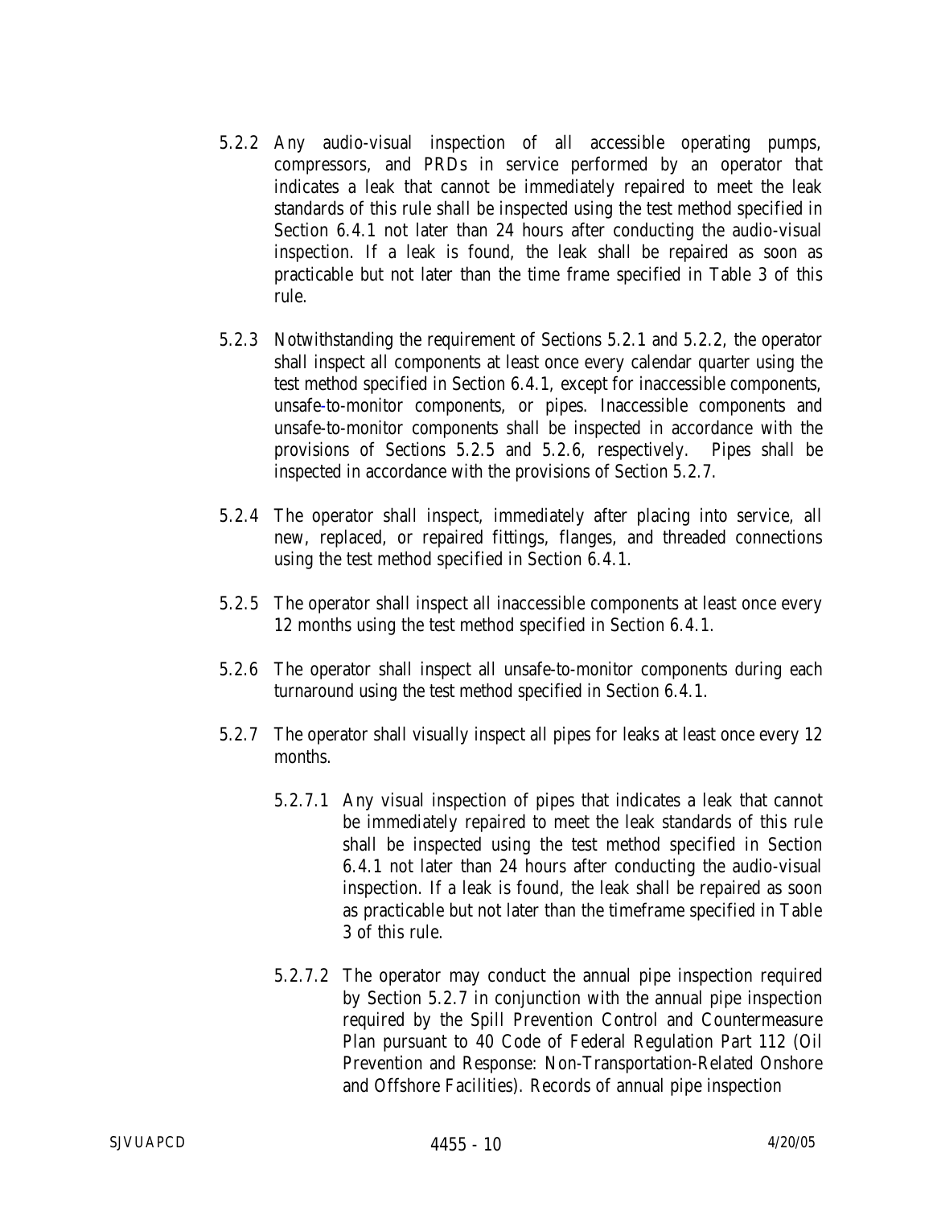5.2.2 Any audio-visual inspection of all accessible operating pumps, compressors, and PRDs in service performed by an operator that indicates a leak that cannot be immediately repaired to meet the leak standards of this rule shall be inspected using the test method specified in Section 6.4.1 not later than 24 hours after conducting the audio-visual inspection. If a leak is found, the leak shall be repaired as soon as practicable but not later than the time frame specified in Table 3 of this rule.

5.2.3 Notwithstanding the requirement of Sections 5.2.1 and 5.2.2, the operator shall inspect all components at least once every calendar quarter using the test method specified in Section 6.4.1, except for inaccessible components, unsafe-to-monitor components, or pipes. Inaccessible components and unsafe-to-monitor components shall be inspected in accordance with the provisions of Sections 5.2.5 and 5.2.6, respectively. Pipes shall be inspected in accordance with the provisions of Section 5.2.7.

5.2.4 The operator shall inspect, immediately after placing into service, all new, replaced, or repaired fittings, flanges, and threaded connections using the test method specified in Section 6.4.1.

5.2.5 The operator shall inspect all inaccessible components at least once every 12 months using the test method specified in Section 6.4.1.

5.2.6 The operator shall inspect all unsafe-to-monitor components during each turnaround using the test method specified in Section 6.4.1.

5.2.7 The operator shall visually inspect all pipes for leaks at least once every 12 months.

5.2.7.1 Any visual inspection of pipes that indicates a leak that cannot be immediately repaired to meet the leak standards of this rule shall be inspected using the test method specified in Section 6.4.1 not later than 24 hours after conducting the audio-visual inspection. If a leak is found, the leak shall be repaired as soon as practicable but not later than the timeframe specified in Table 3 of this rule.

5.2.7.2 The operator may conduct the annual pipe inspection required by Section 5.2.7 in conjunction with the annual pipe inspection required by the Spill Prevention Control and Countermeasure Plan pursuant to 40 Code of Federal Regulation Part 112 (Oil Prevention and Response: Non-Transportation-Related Onshore and Offshore Facilities). Records of annual pipe inspection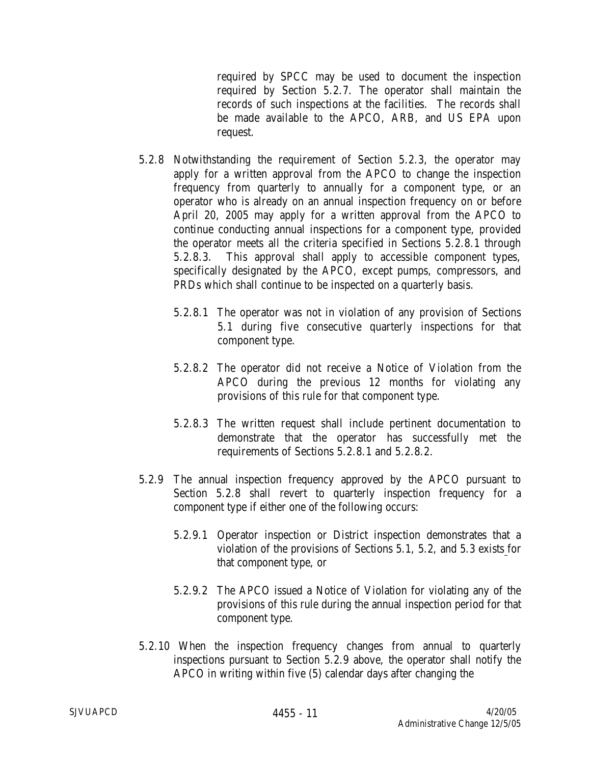required by SPCC may be used to document the inspection required by Section 5.2.7. The operator shall maintain the records of such inspections at the facilities. The records shall be made available to the APCO, ARB, and US EPA upon request.

5.2.8 Notwithstanding the requirement of Section 5.2.3, the operator may apply for a written approval from the APCO to change the inspection frequency from quarterly to annually for a component type, or an operator who is already on an annual inspection frequency on or before April 20, 2005 may apply for a written approval from the APCO to continue conducting annual inspections for a component type, provided the operator meets all the criteria specified in Sections 5.2.8.1 through 5.2.8.3. This approval shall apply to accessible component types, specifically designated by the APCO, except pumps, compressors, and PRDs which shall continue to be inspected on a quarterly basis.

5.2.8.1 The operator was not in violation of any provision of Sections 5.1 during five consecutive quarterly inspections for that component type.

5.2.8.2 The operator did not receive a Notice of Violation from the APCO during the previous 12 months for violating any provisions of this rule for that component type.

5.2.8.3 The written request shall include pertinent documentation to demonstrate that the operator has successfully met the requirements of Sections 5.2.8.1 and 5.2.8.2.

5.2.9 The annual inspection frequency approved by the APCO pursuant to Section 5.2.8 shall revert to quarterly inspection frequency for a component type if either one of the following occurs:

5.2.9.1 Operator inspection or District inspection demonstrates that a violation of the provisions of Sections 5.1, 5.2, and 5.3 exists for that component type, or

5.2.9.2 The APCO issued a Notice of Violation for violating any of the provisions of this rule during the annual inspection period for that component type.

5.2.10 When the inspection frequency changes from annual to quarterly inspections pursuant to Section 5.2.9 above, the operator shall notify the APCO in writing within five (5) calendar days after changing the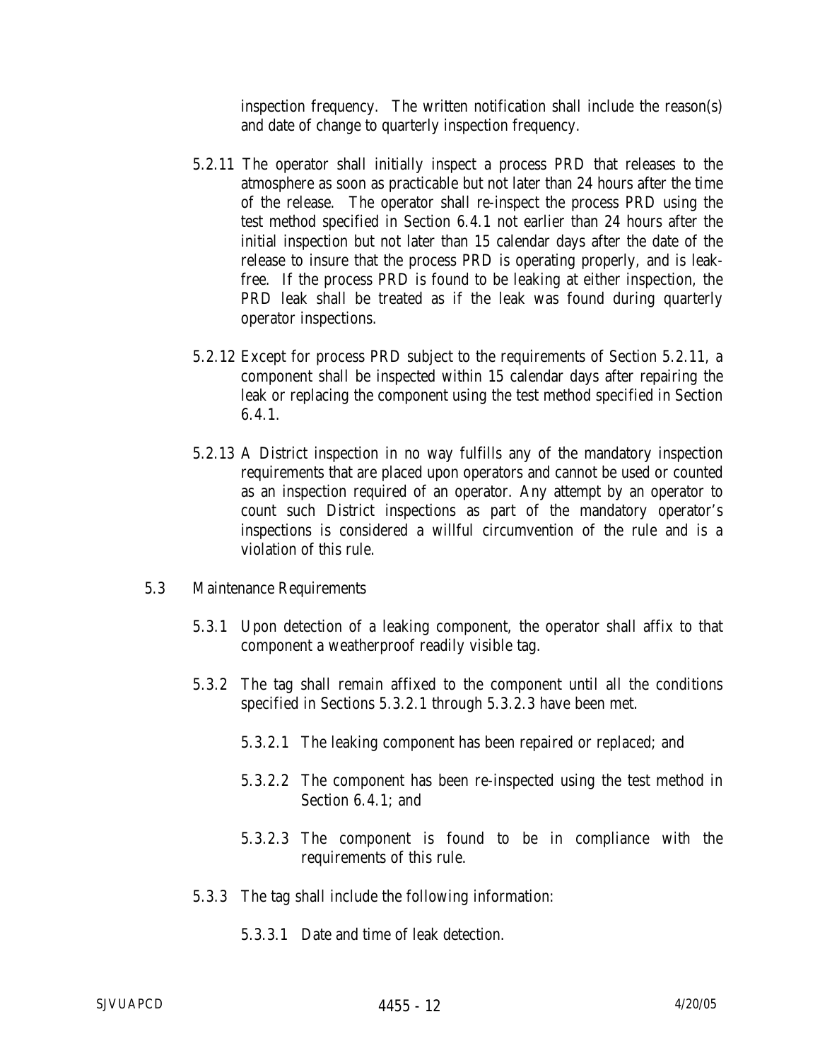inspection frequency. The written notification shall include the reason(s) and date of change to quarterly inspection frequency.

5.2.11 The operator shall initially inspect a process PRD that releases to the atmosphere as soon as practicable but not later than 24 hours after the time of the release. The operator shall re-inspect the process PRD using the test method specified in Section 6.4.1 not earlier than 24 hours after the initial inspection but not later than 15 calendar days after the date of the release to insure that the process PRD is operating properly, and is leak-free. If the process PRD is found to be leaking at either inspection, the PRD leak shall be treated as if the leak was found during quarterly operator inspections.

5.2.12 Except for process PRD subject to the requirements of Section 5.2.11, a component shall be inspected within 15 calendar days after repairing the leak or replacing the component using the test method specified in Section 6.4.1.

5.2.13 A District inspection in no way fulfills any of the mandatory inspection requirements that are placed upon operators and cannot be used or counted as an inspection required of an operator. Any attempt by an operator to count such District inspections as part of the mandatory operator's inspections is considered a willful circumvention of the rule and is a violation of this rule.

5.3 Maintenance Requirements

5.3.1 Upon detection of a leaking component, the operator shall affix to that component a weatherproof readily visible tag.

5.3.2 The tag shall remain affixed to the component until all the conditions specified in Sections 5.3.2.1 through 5.3.2.3 have been met.

5.3.2.1 The leaking component has been repaired or replaced; and

5.3.2.2 The component has been re-inspected using the test method in Section 6.4.1; and

5.3.2.3 The component is found to be in compliance with the requirements of this rule.

5.3.3 The tag shall include the following information:

5.3.3.1 Date and time of leak detection.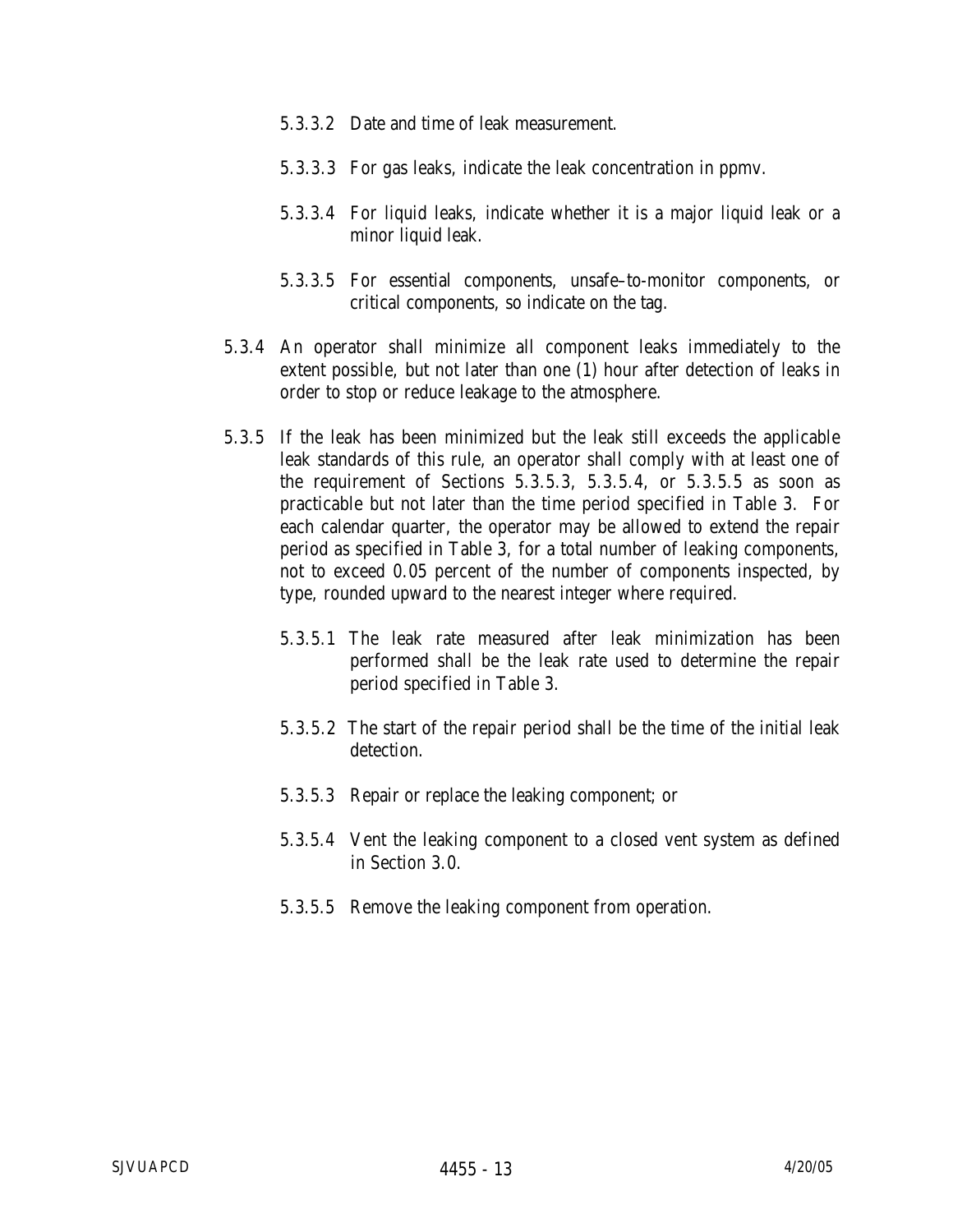5.3.3.2 Date and time of leak measurement.

5.3.3.3 For gas leaks, indicate the leak concentration in ppmv.

5.3.3.4 For liquid leaks, indicate whether it is a major liquid leak or a minor liquid leak.

5.3.3.5 For essential components, unsafe–to-monitor components, or critical components, so indicate on the tag.

5.3.4 An operator shall minimize all component leaks immediately to the extent possible, but not later than one (1) hour after detection of leaks in order to stop or reduce leakage to the atmosphere.

5.3.5 If the leak has been minimized but the leak still exceeds the applicable leak standards of this rule, an operator shall comply with at least one of the requirement of Sections 5.3.5.3, 5.3.5.4, or 5.3.5.5 as soon as practicable but not later than the time period specified in Table 3. For each calendar quarter, the operator may be allowed to extend the repair period as specified in Table 3, for a total number of leaking components, not to exceed 0.05 percent of the number of components inspected, by type, rounded upward to the nearest integer where required.

5.3.5.1 The leak rate measured after leak minimization has been performed shall be the leak rate used to determine the repair period specified in Table 3.

5.3.5.2 The start of the repair period shall be the time of the initial leak detection.

5.3.5.3 Repair or replace the leaking component; or

5.3.5.4 Vent the leaking component to a closed vent system as defined in Section 3.0.

5.3.5.5 Remove the leaking component from operation.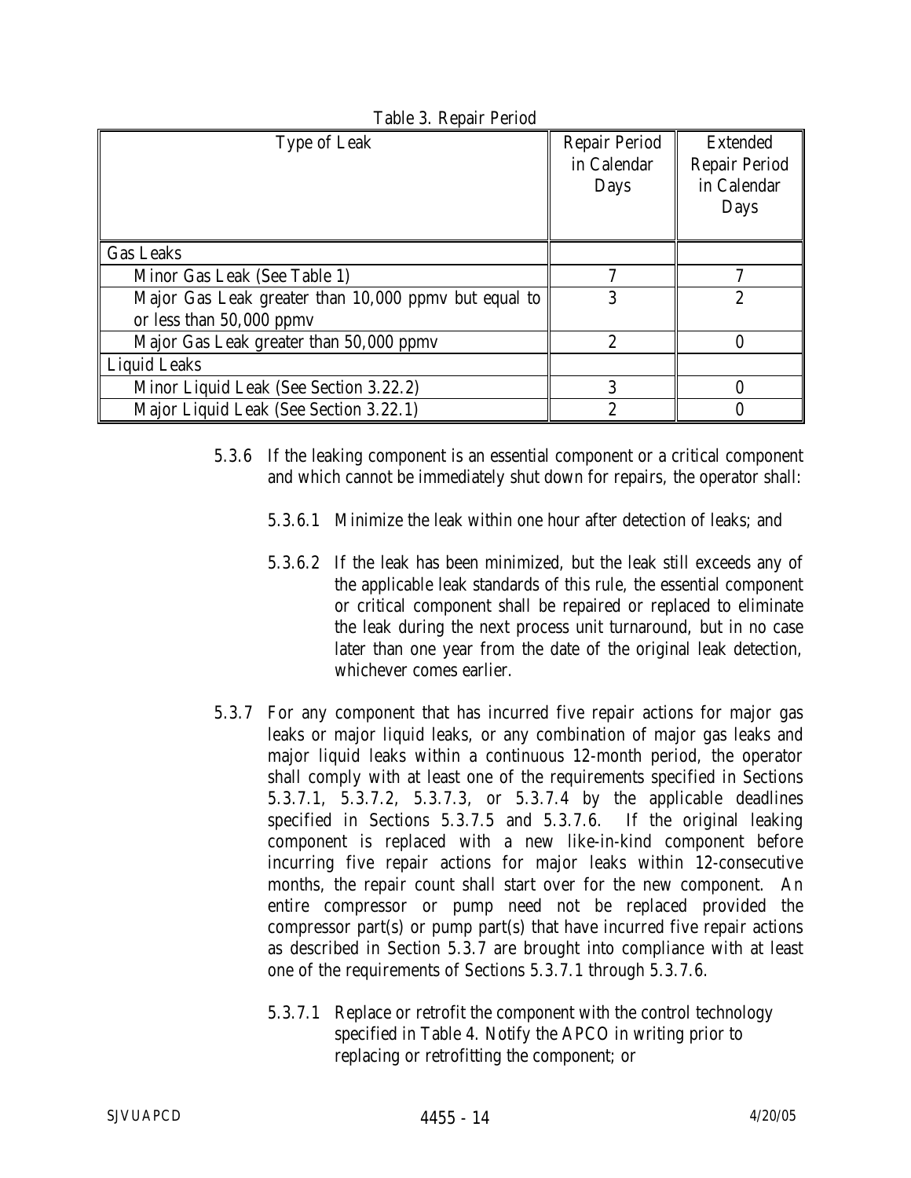Table 3. Repair Period

| Type of Leak | Repair Period in Calendar Days | Extended Repair Period in Calendar Days |
|---|---|---|
| Gas Leaks | | |
| Minor Gas Leak (See Table 1) | 7 | 7 |
| Major Gas Leak greater than 10,000 ppmv but equal to or less than 50,000 ppmv | 3 | 2 |
| Major Gas Leak greater than 50,000 ppmv | 2 | 0 |
| Liquid Leaks | | |
| Minor Liquid Leak (See Section 3.22.2) | 3 | 0 |
| Major Liquid Leak (See Section 3.22.1) | 2 | 0 |

5.3.6 If the leaking component is an essential component or a critical component and which cannot be immediately shut down for repairs, the operator shall:

5.3.6.1 Minimize the leak within one hour after detection of leaks; and

5.3.6.2 If the leak has been minimized, but the leak still exceeds any of the applicable leak standards of this rule, the essential component or critical component shall be repaired or replaced to eliminate the leak during the next process unit turnaround, but in no case later than one year from the date of the original leak detection, whichever comes earlier.

5.3.7 For any component that has incurred five repair actions for major gas leaks or major liquid leaks, or any combination of major gas leaks and major liquid leaks within a continuous 12-month period, the operator shall comply with at least one of the requirements specified in Sections 5.3.7.1, 5.3.7.2, 5.3.7.3, or 5.3.7.4 by the applicable deadlines specified in Sections 5.3.7.5 and 5.3.7.6. If the original leaking component is replaced with a new like-in-kind component before incurring five repair actions for major leaks within 12-consecutive months, the repair count shall start over for the new component. An entire compressor or pump need not be replaced provided the compressor part(s) or pump part(s) that have incurred five repair actions as described in Section 5.3.7 are brought into compliance with at least one of the requirements of Sections 5.3.7.1 through 5.3.7.6.

5.3.7.1 Replace or retrofit the component with the control technology specified in Table 4. Notify the APCO in writing prior to replacing or retrofitting the component; or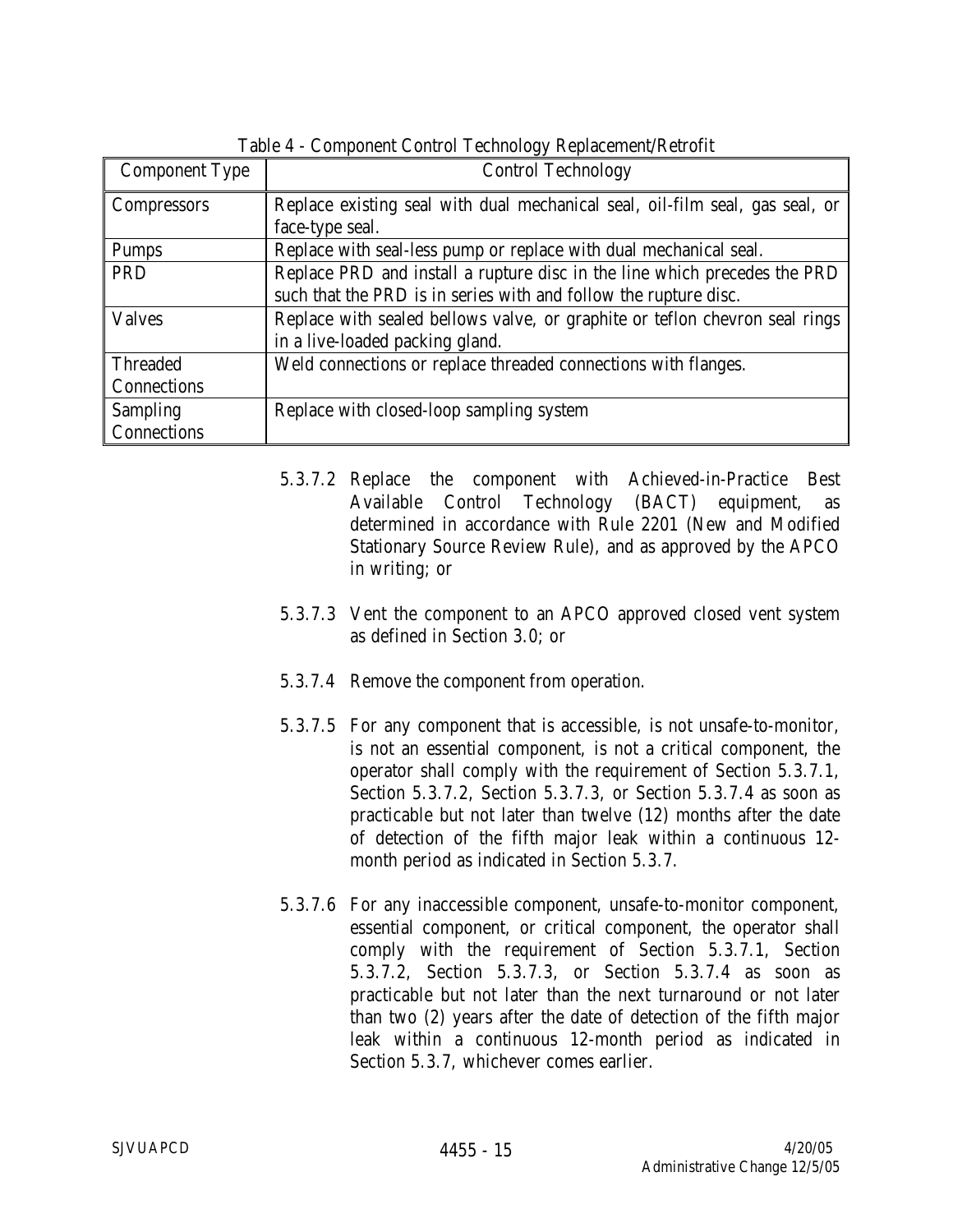Table 4 - Component Control Technology Replacement/Retrofit

| Component Type | Control Technology |
|---|---|
| Compressors | Replace existing seal with dual mechanical seal, oil-film seal, gas seal, or face-type seal. |
| Pumps | Replace with seal-less pump or replace with dual mechanical seal. |
| PRD | Replace PRD and install a rupture disc in the line which precedes the PRD such that the PRD is in series with and follow the rupture disc. |
| Valves | Replace with sealed bellows valve, or graphite or teflon chevron seal rings in a live-loaded packing gland. |
| Threaded Connections | Weld connections or replace threaded connections with flanges. |
| Sampling Connections | Replace with closed-loop sampling system |

5.3.7.2 Replace the component with Achieved-in-Practice Best Available Control Technology (BACT) equipment, as determined in accordance with Rule 2201 (New and Modified Stationary Source Review Rule), and as approved by the APCO in writing; or

5.3.7.3 Vent the component to an APCO approved closed vent system as defined in Section 3.0; or

5.3.7.4 Remove the component from operation.

5.3.7.5 For any component that is accessible, is not unsafe-to-monitor, is not an essential component, is not a critical component, the operator shall comply with the requirement of Section 5.3.7.1, Section 5.3.7.2, Section 5.3.7.3, or Section 5.3.7.4 as soon as practicable but not later than twelve (12) months after the date of detection of the fifth major leak within a continuous 12-month period as indicated in Section 5.3.7.

5.3.7.6 For any inaccessible component, unsafe-to-monitor component, essential component, or critical component, the operator shall comply with the requirement of Section 5.3.7.1, Section 5.3.7.2, Section 5.3.7.3, or Section 5.3.7.4 as soon as practicable but not later than the next turnaround or not later than two (2) years after the date of detection of the fifth major leak within a continuous 12-month period as indicated in Section 5.3.7, whichever comes earlier.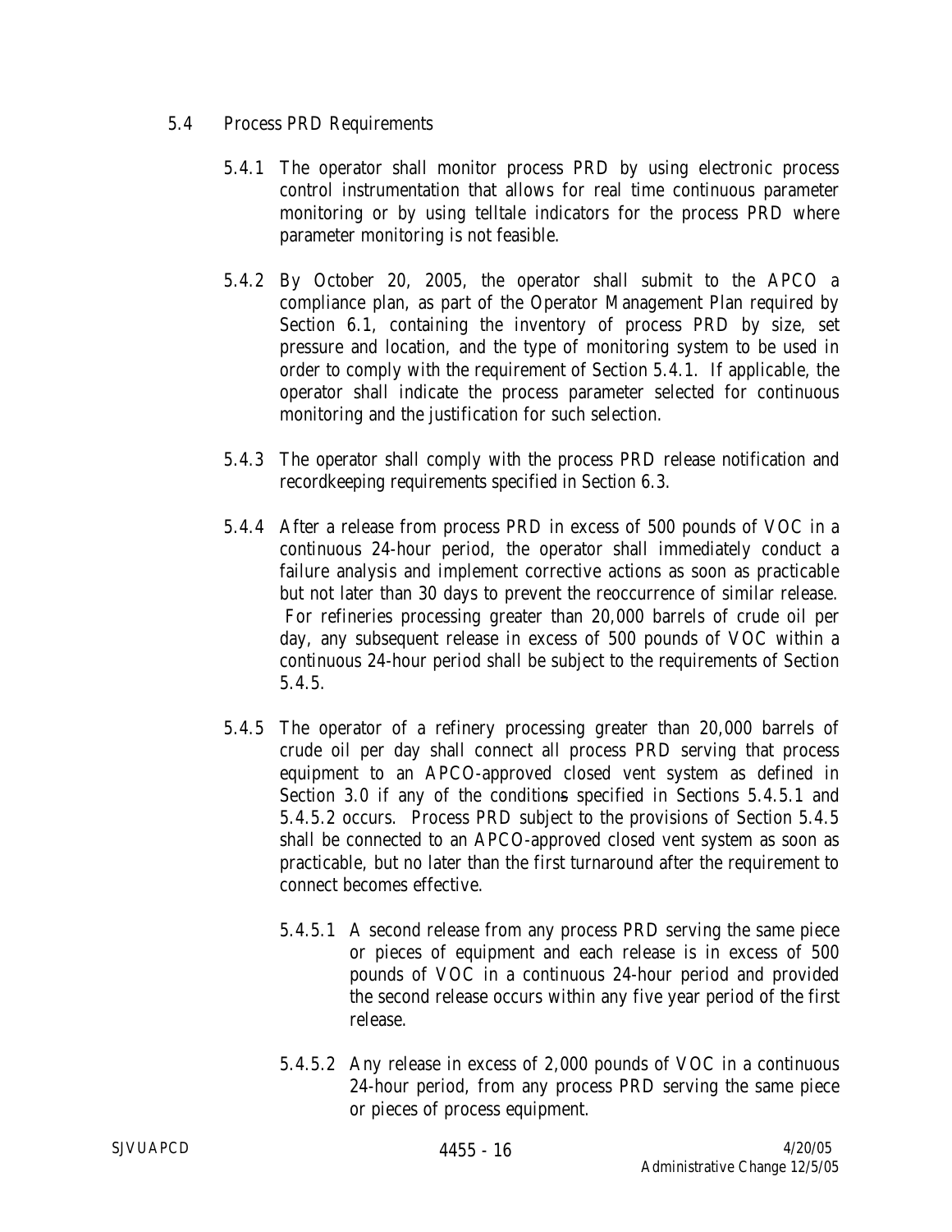5.4 Process PRD Requirements

5.4.1 The operator shall monitor process PRD by using electronic process control instrumentation that allows for real time continuous parameter monitoring or by using telltale indicators for the process PRD where parameter monitoring is not feasible.

5.4.2 By October 20, 2005, the operator shall submit to the APCO a compliance plan, as part of the Operator Management Plan required by Section 6.1, containing the inventory of process PRD by size, set pressure and location, and the type of monitoring system to be used in order to comply with the requirement of Section 5.4.1. If applicable, the operator shall indicate the process parameter selected for continuous monitoring and the justification for such selection.

5.4.3 The operator shall comply with the process PRD release notification and recordkeeping requirements specified in Section 6.3.

5.4.4 After a release from process PRD in excess of 500 pounds of VOC in a continuous 24-hour period, the operator shall immediately conduct a failure analysis and implement corrective actions as soon as practicable but not later than 30 days to prevent the reoccurrence of similar release. For refineries processing greater than 20,000 barrels of crude oil per day, any subsequent release in excess of 500 pounds of VOC within a continuous 24-hour period shall be subject to the requirements of Section 5.4.5.

5.4.5 The operator of a refinery processing greater than 20,000 barrels of crude oil per day shall connect all process PRD serving that process equipment to an APCO-approved closed vent system as defined in Section 3.0 if any of the conditions specified in Sections 5.4.5.1 and 5.4.5.2 occurs. Process PRD subject to the provisions of Section 5.4.5 shall be connected to an APCO-approved closed vent system as soon as practicable, but no later than the first turnaround after the requirement to connect becomes effective.

5.4.5.1 A second release from any process PRD serving the same piece or pieces of equipment and each release is in excess of 500 pounds of VOC in a continuous 24-hour period and provided the second release occurs within any five year period of the first release.

5.4.5.2 Any release in excess of 2,000 pounds of VOC in a continuous 24-hour period, from any process PRD serving the same piece or pieces of process equipment.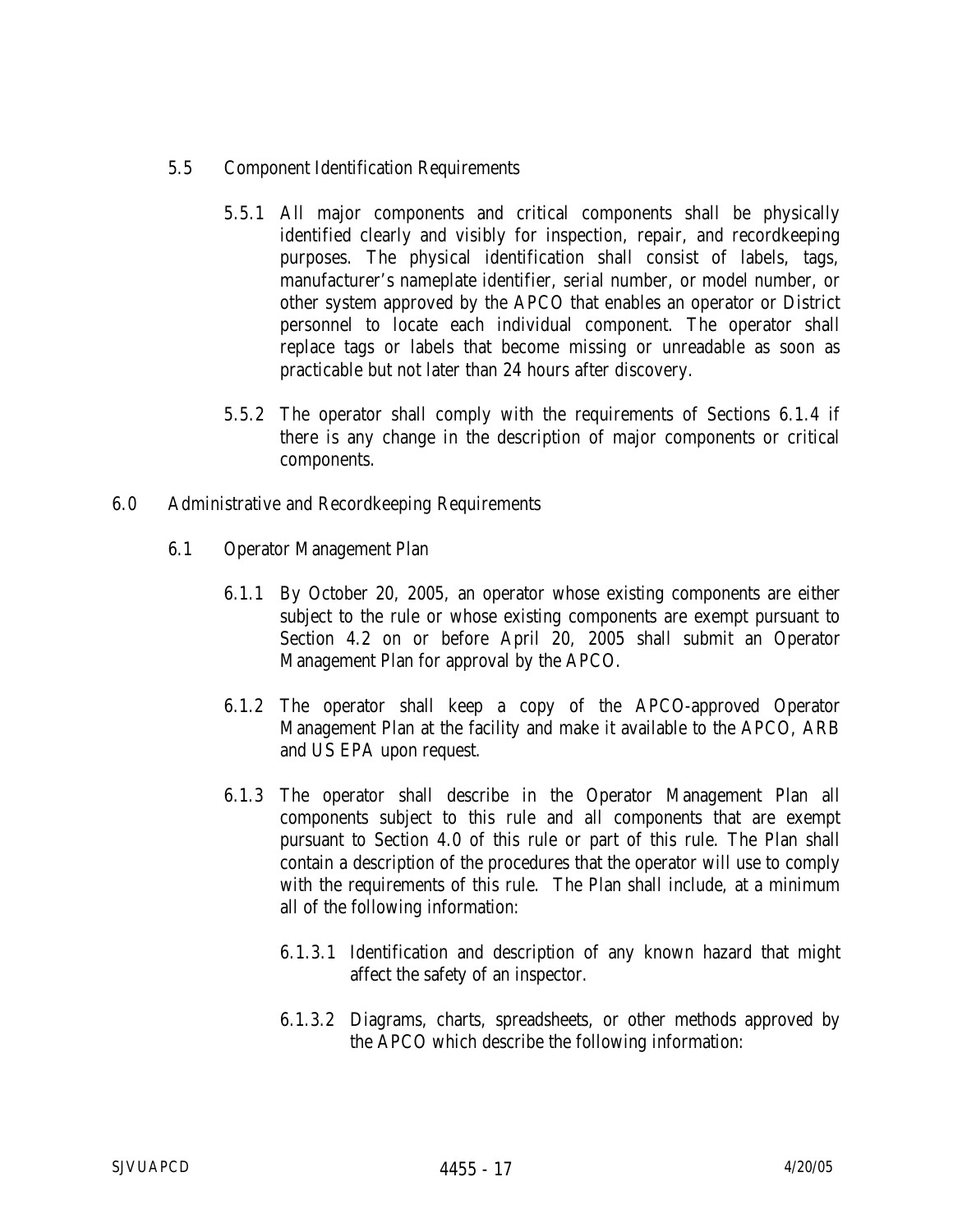5.5 Component Identification Requirements

5.5.1 All major components and critical components shall be physically identified clearly and visibly for inspection, repair, and recordkeeping purposes. The physical identification shall consist of labels, tags, manufacturer's nameplate identifier, serial number, or model number, or other system approved by the APCO that enables an operator or District personnel to locate each individual component. The operator shall replace tags or labels that become missing or unreadable as soon as practicable but not later than 24 hours after discovery.

5.5.2 The operator shall comply with the requirements of Sections 6.1.4 if there is any change in the description of major components or critical components.

## 6.0 Administrative and Recordkeeping Requirements

### 6.1 Operator Management Plan

6.1.1 By October 20, 2005, an operator whose existing components are either subject to the rule or whose existing components are exempt pursuant to Section 4.2 on or before April 20, 2005 shall submit an Operator Management Plan for approval by the APCO.

6.1.2 The operator shall keep a copy of the APCO-approved Operator Management Plan at the facility and make it available to the APCO, ARB and US EPA upon request.

6.1.3 The operator shall describe in the Operator Management Plan all components subject to this rule and all components that are exempt pursuant to Section 4.0 of this rule or part of this rule. The Plan shall contain a description of the procedures that the operator will use to comply with the requirements of this rule. The Plan shall include, at a minimum all of the following information:

6.1.3.1 Identification and description of any known hazard that might affect the safety of an inspector.

6.1.3.2 Diagrams, charts, spreadsheets, or other methods approved by the APCO which describe the following information: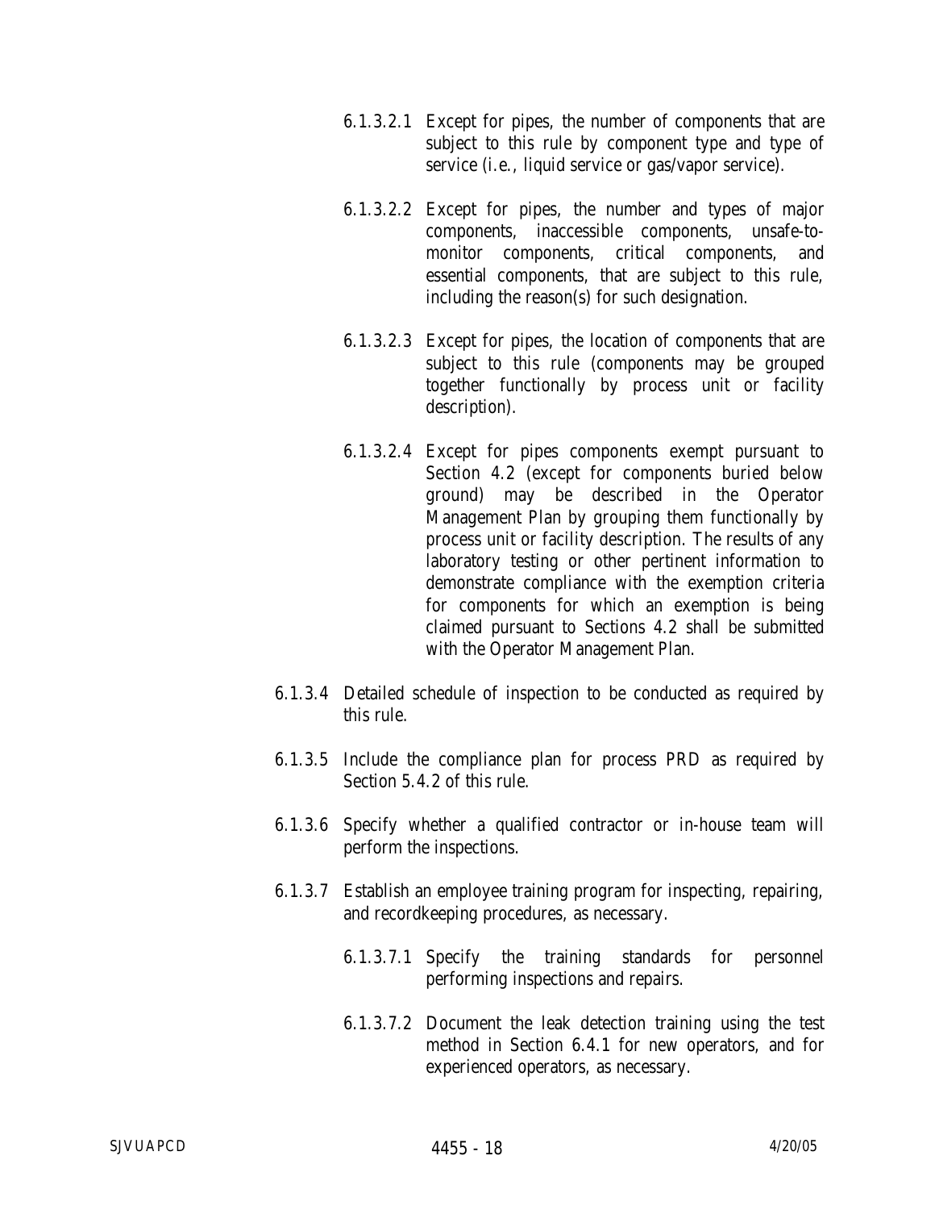6.1.3.2.1 Except for pipes, the number of components that are subject to this rule by component type and type of service (i.e., liquid service or gas/vapor service).

6.1.3.2.2 Except for pipes, the number and types of major components, inaccessible components, unsafe-to-monitor components, critical components, and essential components, that are subject to this rule, including the reason(s) for such designation.

6.1.3.2.3 Except for pipes, the location of components that are subject to this rule (components may be grouped together functionally by process unit or facility description).

6.1.3.2.4 Except for pipes components exempt pursuant to Section 4.2 (except for components buried below ground) may be described in the Operator Management Plan by grouping them functionally by process unit or facility description. The results of any laboratory testing or other pertinent information to demonstrate compliance with the exemption criteria for components for which an exemption is being claimed pursuant to Sections 4.2 shall be submitted with the Operator Management Plan.

6.1.3.4 Detailed schedule of inspection to be conducted as required by this rule.

6.1.3.5 Include the compliance plan for process PRD as required by Section 5.4.2 of this rule.

6.1.3.6 Specify whether a qualified contractor or in-house team will perform the inspections.

6.1.3.7 Establish an employee training program for inspecting, repairing, and recordkeeping procedures, as necessary.

6.1.3.7.1 Specify the training standards for personnel performing inspections and repairs.

6.1.3.7.2 Document the leak detection training using the test method in Section 6.4.1 for new operators, and for experienced operators, as necessary.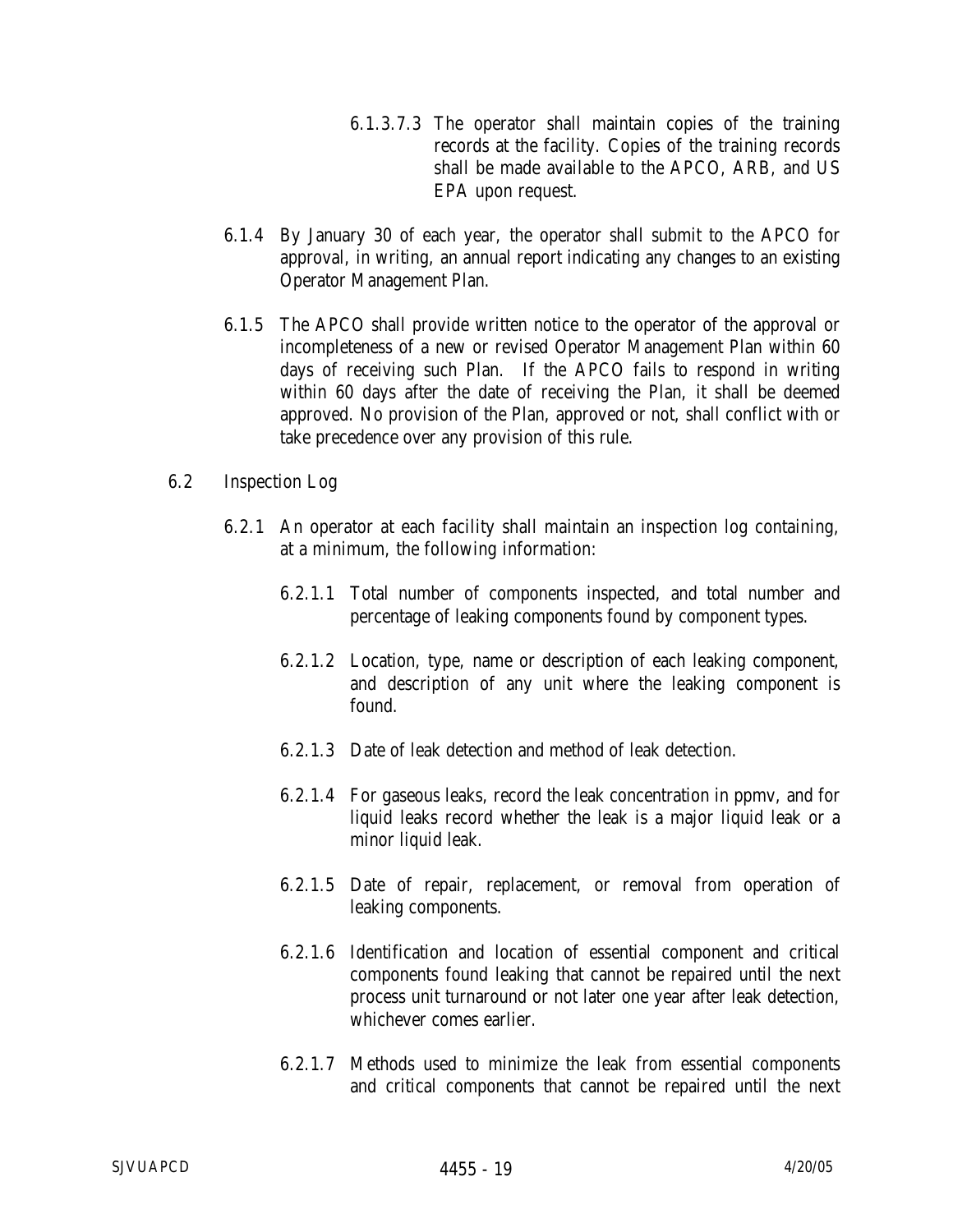6.1.3.7.3 The operator shall maintain copies of the training records at the facility. Copies of the training records shall be made available to the APCO, ARB, and US EPA upon request.

6.1.4 By January 30 of each year, the operator shall submit to the APCO for approval, in writing, an annual report indicating any changes to an existing Operator Management Plan.

6.1.5 The APCO shall provide written notice to the operator of the approval or incompleteness of a new or revised Operator Management Plan within 60 days of receiving such Plan. If the APCO fails to respond in writing within 60 days after the date of receiving the Plan, it shall be deemed approved. No provision of the Plan, approved or not, shall conflict with or take precedence over any provision of this rule.

6.2 Inspection Log

6.2.1 An operator at each facility shall maintain an inspection log containing, at a minimum, the following information:

6.2.1.1 Total number of components inspected, and total number and percentage of leaking components found by component types.

6.2.1.2 Location, type, name or description of each leaking component, and description of any unit where the leaking component is found.

6.2.1.3 Date of leak detection and method of leak detection.

6.2.1.4 For gaseous leaks, record the leak concentration in ppmv, and for liquid leaks record whether the leak is a major liquid leak or a minor liquid leak.

6.2.1.5 Date of repair, replacement, or removal from operation of leaking components.

6.2.1.6 Identification and location of essential component and critical components found leaking that cannot be repaired until the next process unit turnaround or not later one year after leak detection, whichever comes earlier.

6.2.1.7 Methods used to minimize the leak from essential components and critical components that cannot be repaired until the next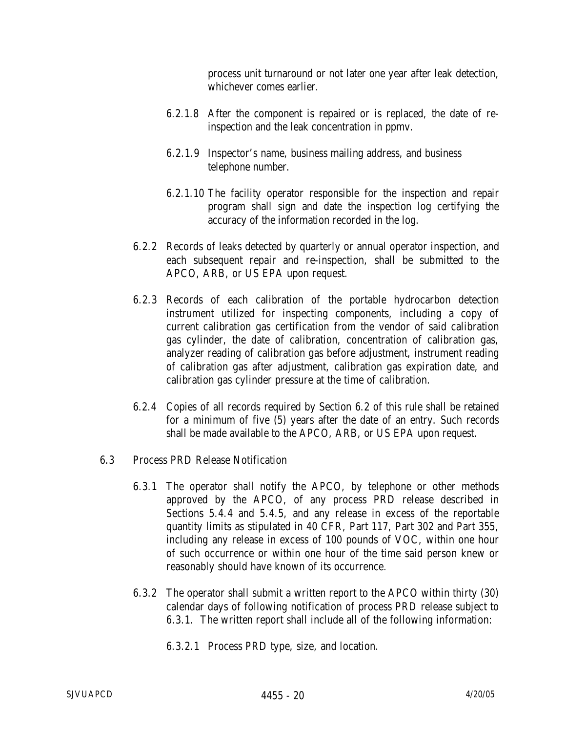process unit turnaround or not later one year after leak detection, whichever comes earlier.

6.2.1.8 After the component is repaired or is replaced, the date of re-inspection and the leak concentration in ppmv.

6.2.1.9 Inspector's name, business mailing address, and business telephone number.

6.2.1.10 The facility operator responsible for the inspection and repair program shall sign and date the inspection log certifying the accuracy of the information recorded in the log.

6.2.2 Records of leaks detected by quarterly or annual operator inspection, and each subsequent repair and re-inspection, shall be submitted to the APCO, ARB, or US EPA upon request.

6.2.3 Records of each calibration of the portable hydrocarbon detection instrument utilized for inspecting components, including a copy of current calibration gas certification from the vendor of said calibration gas cylinder, the date of calibration, concentration of calibration gas, analyzer reading of calibration gas before adjustment, instrument reading of calibration gas after adjustment, calibration gas expiration date, and calibration gas cylinder pressure at the time of calibration.

6.2.4 Copies of all records required by Section 6.2 of this rule shall be retained for a minimum of five (5) years after the date of an entry. Such records shall be made available to the APCO, ARB, or US EPA upon request.

6.3 Process PRD Release Notification

6.3.1 The operator shall notify the APCO, by telephone or other methods approved by the APCO, of any process PRD release described in Sections 5.4.4 and 5.4.5, and any release in excess of the reportable quantity limits as stipulated in 40 CFR, Part 117, Part 302 and Part 355, including any release in excess of 100 pounds of VOC, within one hour of such occurrence or within one hour of the time said person knew or reasonably should have known of its occurrence.

6.3.2 The operator shall submit a written report to the APCO within thirty (30) calendar days of following notification of process PRD release subject to 6.3.1. The written report shall include all of the following information:

6.3.2.1 Process PRD type, size, and location.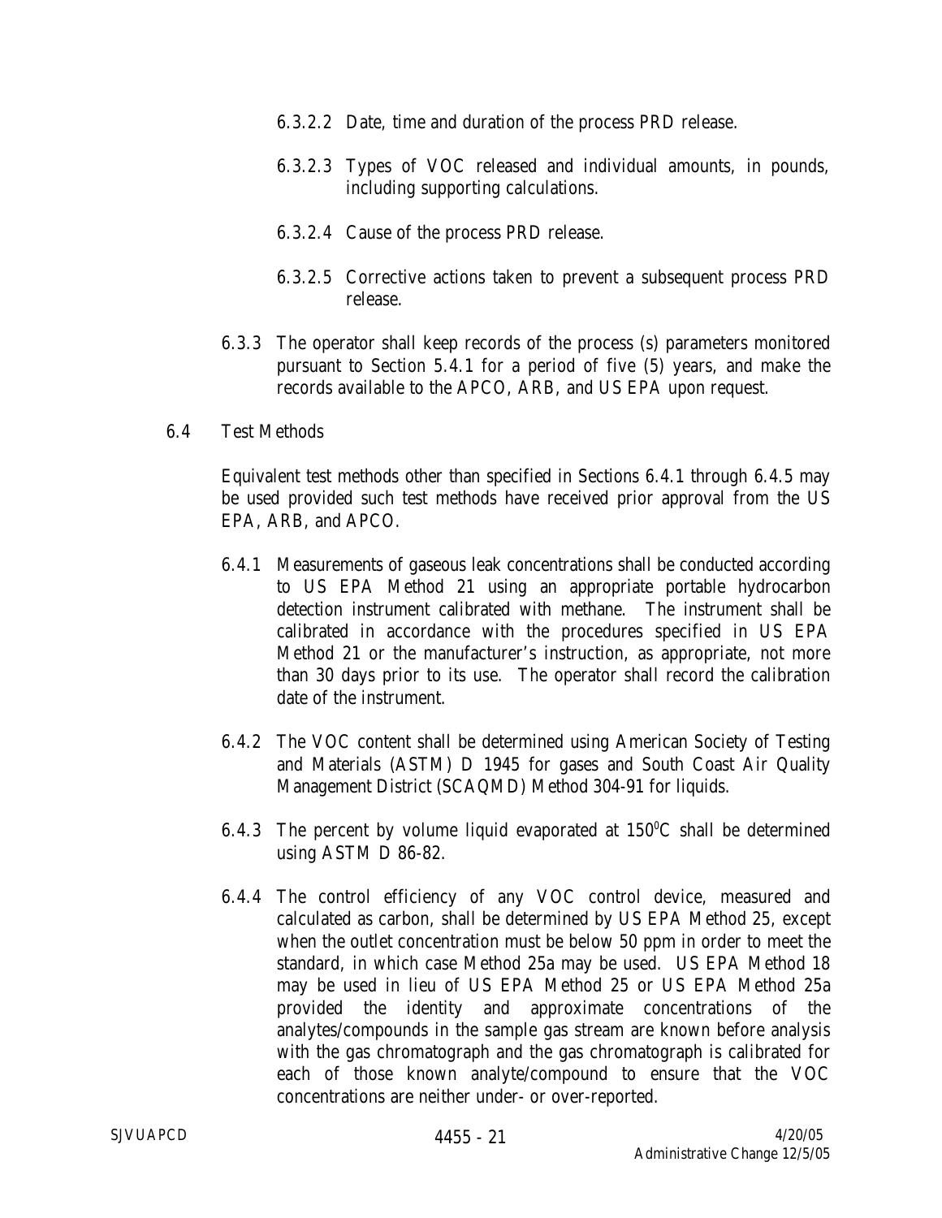6.3.2.2 Date, time and duration of the process PRD release.

6.3.2.3 Types of VOC released and individual amounts, in pounds, including supporting calculations.

6.3.2.4 Cause of the process PRD release.

6.3.2.5 Corrective actions taken to prevent a subsequent process PRD release.

6.3.3 The operator shall keep records of the process (s) parameters monitored pursuant to Section 5.4.1 for a period of five (5) years, and make the records available to the APCO, ARB, and US EPA upon request.

6.4 Test Methods

Equivalent test methods other than specified in Sections 6.4.1 through 6.4.5 may be used provided such test methods have received prior approval from the US EPA, ARB, and APCO.

6.4.1 Measurements of gaseous leak concentrations shall be conducted according to US EPA Method 21 using an appropriate portable hydrocarbon detection instrument calibrated with methane. The instrument shall be calibrated in accordance with the procedures specified in US EPA Method 21 or the manufacturer's instruction, as appropriate, not more than 30 days prior to its use. The operator shall record the calibration date of the instrument.

6.4.2 The VOC content shall be determined using American Society of Testing and Materials (ASTM) D 1945 for gases and South Coast Air Quality Management District (SCAQMD) Method 304-91 for liquids.

6.4.3 The percent by volume liquid evaporated at 150$^0$C shall be determined using ASTM D 86-82.

6.4.4 The control efficiency of any VOC control device, measured and calculated as carbon, shall be determined by US EPA Method 25, except when the outlet concentration must be below 50 ppm in order to meet the standard, in which case Method 25a may be used. US EPA Method 18 may be used in lieu of US EPA Method 25 or US EPA Method 25a provided the identity and approximate concentrations of the analytes/compounds in the sample gas stream are known before analysis with the gas chromatograph and the gas chromatograph is calibrated for each of those known analyte/compound to ensure that the VOC concentrations are neither under- or over-reported.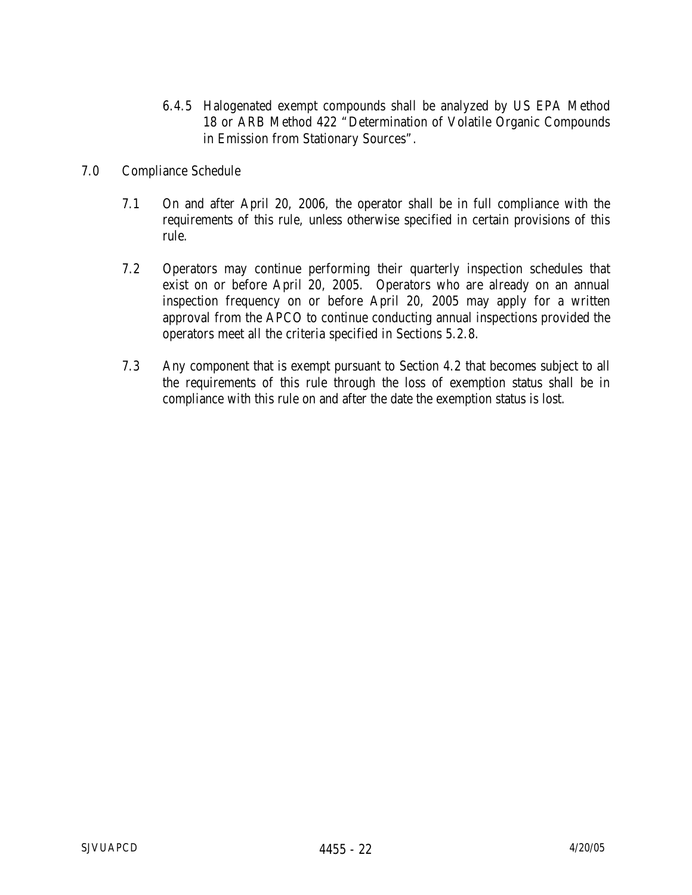6.4.5 Halogenated exempt compounds shall be analyzed by US EPA Method 18 or ARB Method 422 "Determination of Volatile Organic Compounds in Emission from Stationary Sources".

7.0 Compliance Schedule

7.1 On and after April 20, 2006, the operator shall be in full compliance with the requirements of this rule, unless otherwise specified in certain provisions of this rule.

7.2 Operators may continue performing their quarterly inspection schedules that exist on or before April 20, 2005. Operators who are already on an annual inspection frequency on or before April 20, 2005 may apply for a written approval from the APCO to continue conducting annual inspections provided the operators meet all the criteria specified in Sections 5.2.8.

7.3 Any component that is exempt pursuant to Section 4.2 that becomes subject to all the requirements of this rule through the loss of exemption status shall be in compliance with this rule on and after the date the exemption status is lost.